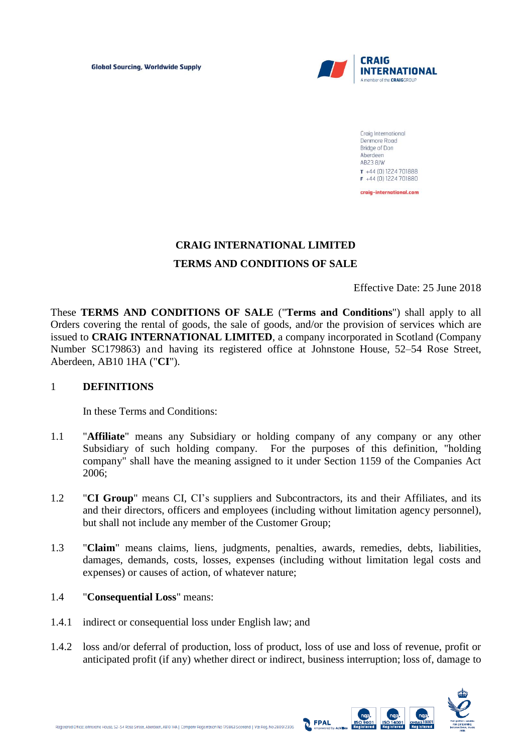Global Sourcing, Worldwide Supply

**CRAIG INTERNATIONAL**
A member of the CRAIGGROUP

Craig International
Denmore Road
Bridge of Don
Aberdeen
AB23 8JW
T +44 (0) 1224 701888
F +44 (0) 1224 701880

craig-international.com

# CRAIG INTERNATIONAL LIMITED

# TERMS AND CONDITIONS OF SALE

Effective Date: 25 June 2018

These **TERMS AND CONDITIONS OF SALE** ("**Terms and Conditions**") shall apply to all Orders covering the rental of goods, the sale of goods, and/or the provision of services which are issued to **CRAIG INTERNATIONAL LIMITED**, a company incorporated in Scotland (Company Number SC179863) and having its registered office at Johnstone House, 52–54 Rose Street, Aberdeen, AB10 1HA ("**CI**").

## 1 DEFINITIONS

In these Terms and Conditions:

1.1 "**Affiliate**" means any Subsidiary or holding company of any company or any other Subsidiary of such holding company. For the purposes of this definition, "holding company" shall have the meaning assigned to it under Section 1159 of the Companies Act 2006;

1.2 "**CI Group**" means CI, CI's suppliers and Subcontractors, its and their Affiliates, and its and their directors, officers and employees (including without limitation agency personnel), but shall not include any member of the Customer Group;

1.3 "**Claim**" means claims, liens, judgments, penalties, awards, remedies, debts, liabilities, damages, demands, costs, losses, expenses (including without limitation legal costs and expenses) or causes of action, of whatever nature;

1.4 "**Consequential Loss**" means:

1.4.1 indirect or consequential loss under English law; and

1.4.2 loss and/or deferral of production, loss of product, loss of use and loss of revenue, profit or anticipated profit (if any) whether direct or indirect, business interruption; loss of, damage to

Registered Office: Johnstone House, 52-54 Rose Street, Aberdeen, AB10 1HA | Company Registration No 179863 Scotland | Vat Reg. No 280912306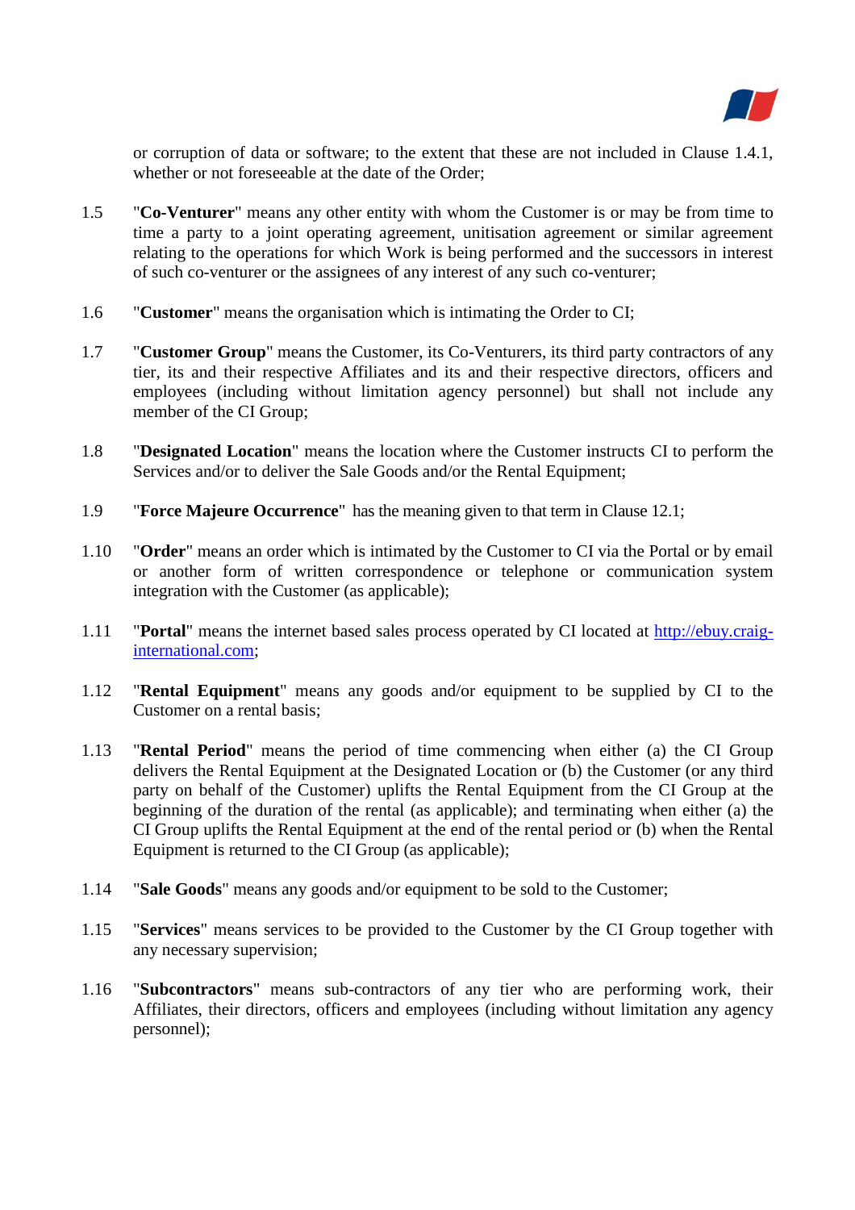or corruption of data or software; to the extent that these are not included in Clause 1.4.1, whether or not foreseeable at the date of the Order;

1.5 "**Co-Venturer**" means any other entity with whom the Customer is or may be from time to time a party to a joint operating agreement, unitisation agreement or similar agreement relating to the operations for which Work is being performed and the successors in interest of such co-venturer or the assignees of any interest of any such co-venturer;

1.6 "**Customer**" means the organisation which is intimating the Order to CI;

1.7 "**Customer Group**" means the Customer, its Co-Venturers, its third party contractors of any tier, its and their respective Affiliates and its and their respective directors, officers and employees (including without limitation agency personnel) but shall not include any member of the CI Group;

1.8 "**Designated Location**" means the location where the Customer instructs CI to perform the Services and/or to deliver the Sale Goods and/or the Rental Equipment;

1.9 "**Force Majeure Occurrence**" has the meaning given to that term in Clause 12.1;

1.10 "**Order**" means an order which is intimated by the Customer to CI via the Portal or by email or another form of written correspondence or telephone or communication system integration with the Customer (as applicable);

1.11 "**Portal**" means the internet based sales process operated by CI located at [http://ebuy.craig-international.com](http://ebuy.craig-international.com);

1.12 "**Rental Equipment**" means any goods and/or equipment to be supplied by CI to the Customer on a rental basis;

1.13 "**Rental Period**" means the period of time commencing when either (a) the CI Group delivers the Rental Equipment at the Designated Location or (b) the Customer (or any third party on behalf of the Customer) uplifts the Rental Equipment from the CI Group at the beginning of the duration of the rental (as applicable); and terminating when either (a) the CI Group uplifts the Rental Equipment at the end of the rental period or (b) when the Rental Equipment is returned to the CI Group (as applicable);

1.14 "**Sale Goods**" means any goods and/or equipment to be sold to the Customer;

1.15 "**Services**" means services to be provided to the Customer by the CI Group together with any necessary supervision;

1.16 "**Subcontractors**" means sub-contractors of any tier who are performing work, their Affiliates, their directors, officers and employees (including without limitation any agency personnel);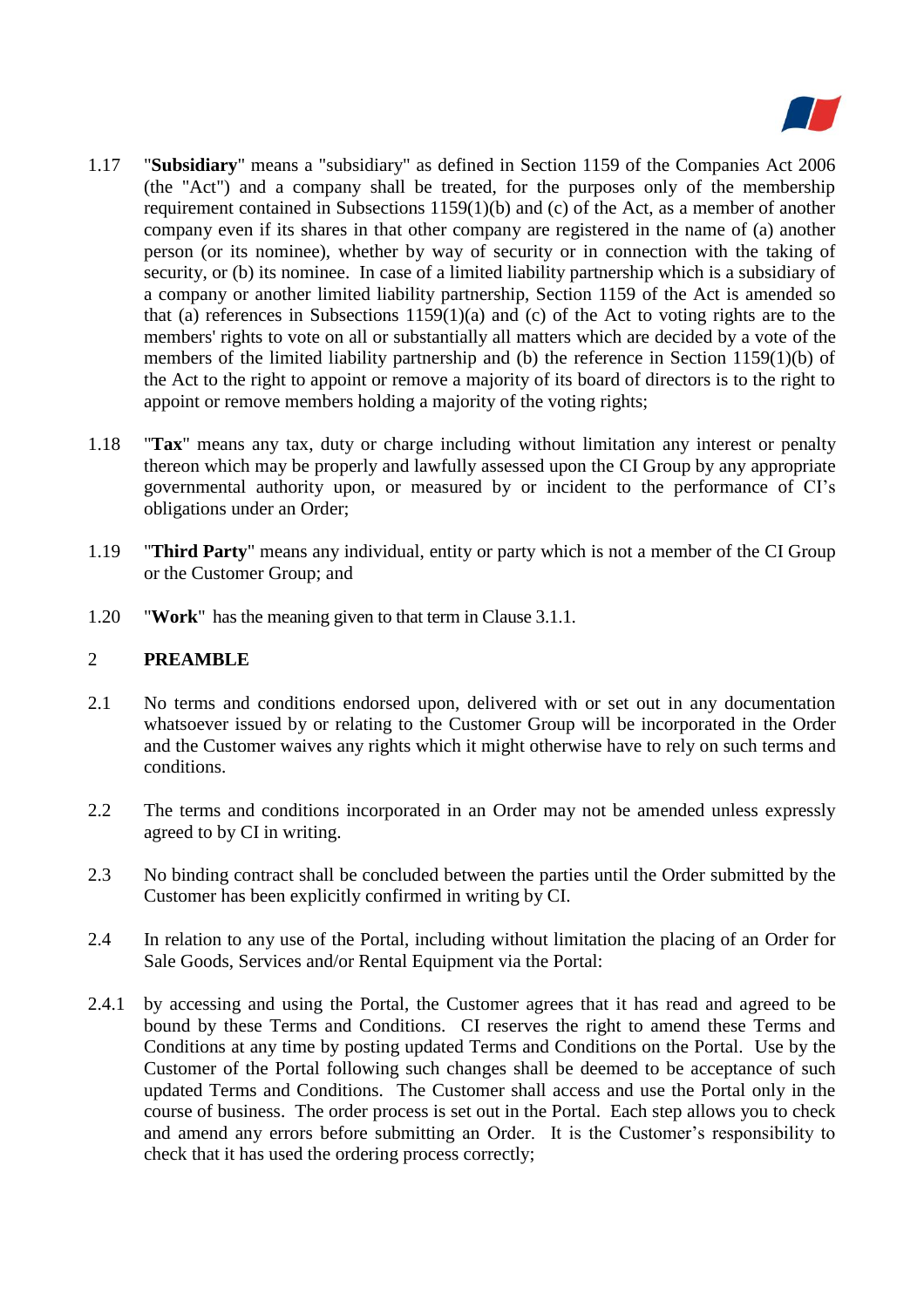1.17 "**Subsidiary**" means a "subsidiary" as defined in Section 1159 of the Companies Act 2006 (the "Act") and a company shall be treated, for the purposes only of the membership requirement contained in Subsections 1159(1)(b) and (c) of the Act, as a member of another company even if its shares in that other company are registered in the name of (a) another person (or its nominee), whether by way of security or in connection with the taking of security, or (b) its nominee. In case of a limited liability partnership which is a subsidiary of a company or another limited liability partnership, Section 1159 of the Act is amended so that (a) references in Subsections 1159(1)(a) and (c) of the Act to voting rights are to the members' rights to vote on all or substantially all matters which are decided by a vote of the members of the limited liability partnership and (b) the reference in Section 1159(1)(b) of the Act to the right to appoint or remove a majority of its board of directors is to the right to appoint or remove members holding a majority of the voting rights;

1.18 "**Tax**" means any tax, duty or charge including without limitation any interest or penalty thereon which may be properly and lawfully assessed upon the CI Group by any appropriate governmental authority upon, or measured by or incident to the performance of CI's obligations under an Order;

1.19 "**Third Party**" means any individual, entity or party which is not a member of the CI Group or the Customer Group; and

1.20 "**Work**" has the meaning given to that term in Clause 3.1.1.

## 2 PREAMBLE

2.1 No terms and conditions endorsed upon, delivered with or set out in any documentation whatsoever issued by or relating to the Customer Group will be incorporated in the Order and the Customer waives any rights which it might otherwise have to rely on such terms and conditions.

2.2 The terms and conditions incorporated in an Order may not be amended unless expressly agreed to by CI in writing.

2.3 No binding contract shall be concluded between the parties until the Order submitted by the Customer has been explicitly confirmed in writing by CI.

2.4 In relation to any use of the Portal, including without limitation the placing of an Order for Sale Goods, Services and/or Rental Equipment via the Portal:

2.4.1 by accessing and using the Portal, the Customer agrees that it has read and agreed to be bound by these Terms and Conditions. CI reserves the right to amend these Terms and Conditions at any time by posting updated Terms and Conditions on the Portal. Use by the Customer of the Portal following such changes shall be deemed to be acceptance of such updated Terms and Conditions. The Customer shall access and use the Portal only in the course of business. The order process is set out in the Portal. Each step allows you to check and amend any errors before submitting an Order. It is the Customer's responsibility to check that it has used the ordering process correctly;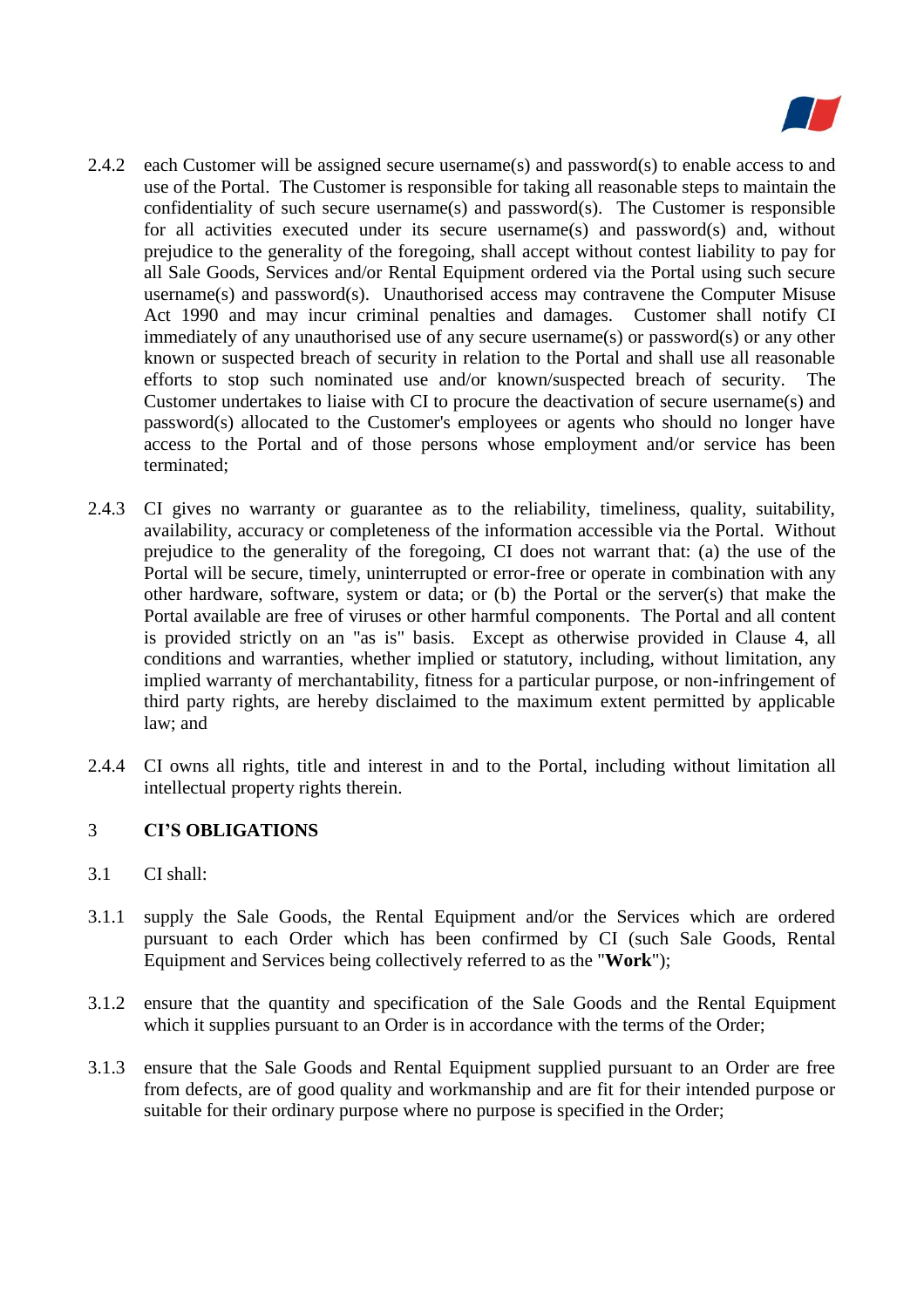2.4.2 each Customer will be assigned secure username(s) and password(s) to enable access to and use of the Portal. The Customer is responsible for taking all reasonable steps to maintain the confidentiality of such secure username(s) and password(s). The Customer is responsible for all activities executed under its secure username(s) and password(s) and, without prejudice to the generality of the foregoing, shall accept without contest liability to pay for all Sale Goods, Services and/or Rental Equipment ordered via the Portal using such secure username(s) and password(s). Unauthorised access may contravene the Computer Misuse Act 1990 and may incur criminal penalties and damages. Customer shall notify CI immediately of any unauthorised use of any secure username(s) or password(s) or any other known or suspected breach of security in relation to the Portal and shall use all reasonable efforts to stop such nominated use and/or known/suspected breach of security. The Customer undertakes to liaise with CI to procure the deactivation of secure username(s) and password(s) allocated to the Customer's employees or agents who should no longer have access to the Portal and of those persons whose employment and/or service has been terminated;

2.4.3 CI gives no warranty or guarantee as to the reliability, timeliness, quality, suitability, availability, accuracy or completeness of the information accessible via the Portal. Without prejudice to the generality of the foregoing, CI does not warrant that: (a) the use of the Portal will be secure, timely, uninterrupted or error-free or operate in combination with any other hardware, software, system or data; or (b) the Portal or the server(s) that make the Portal available are free of viruses or other harmful components. The Portal and all content is provided strictly on an "as is" basis. Except as otherwise provided in Clause 4, all conditions and warranties, whether implied or statutory, including, without limitation, any implied warranty of merchantability, fitness for a particular purpose, or non-infringement of third party rights, are hereby disclaimed to the maximum extent permitted by applicable law; and

2.4.4 CI owns all rights, title and interest in and to the Portal, including without limitation all intellectual property rights therein.

## 3 CI'S OBLIGATIONS

3.1 CI shall:

3.1.1 supply the Sale Goods, the Rental Equipment and/or the Services which are ordered pursuant to each Order which has been confirmed by CI (such Sale Goods, Rental Equipment and Services being collectively referred to as the "**Work**");

3.1.2 ensure that the quantity and specification of the Sale Goods and the Rental Equipment which it supplies pursuant to an Order is in accordance with the terms of the Order;

3.1.3 ensure that the Sale Goods and Rental Equipment supplied pursuant to an Order are free from defects, are of good quality and workmanship and are fit for their intended purpose or suitable for their ordinary purpose where no purpose is specified in the Order;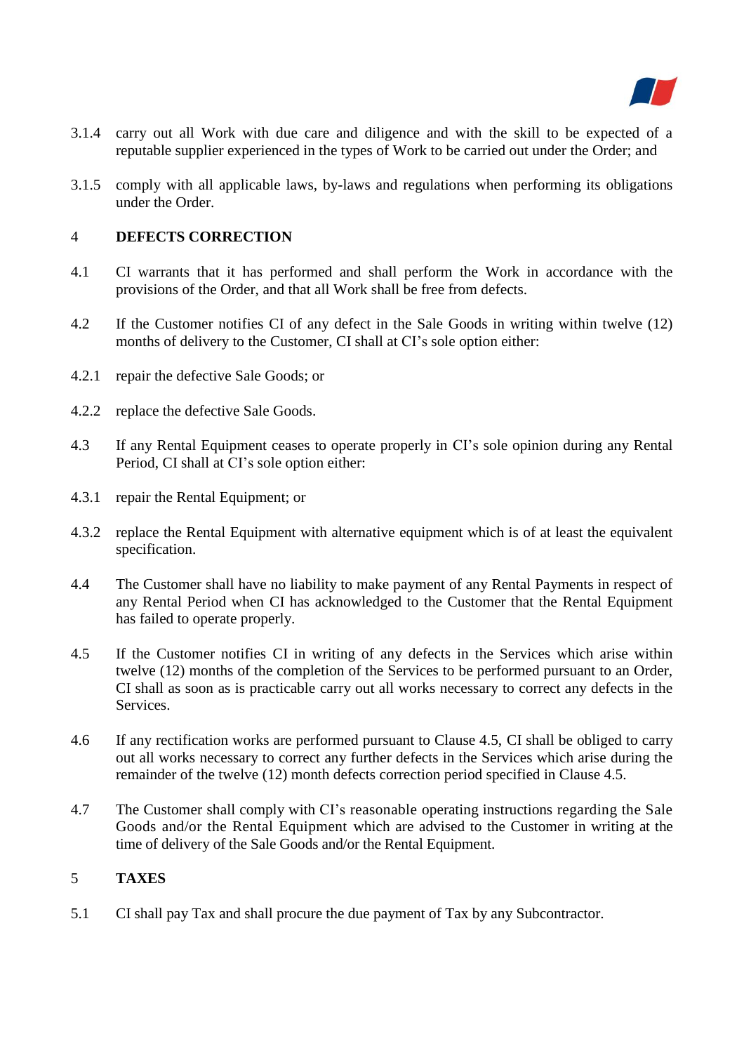3.1.4 carry out all Work with due care and diligence and with the skill to be expected of a reputable supplier experienced in the types of Work to be carried out under the Order; and

3.1.5 comply with all applicable laws, by-laws and regulations when performing its obligations under the Order.

## 4 DEFECTS CORRECTION

4.1 CI warrants that it has performed and shall perform the Work in accordance with the provisions of the Order, and that all Work shall be free from defects.

4.2 If the Customer notifies CI of any defect in the Sale Goods in writing within twelve (12) months of delivery to the Customer, CI shall at CI's sole option either:

4.2.1 repair the defective Sale Goods; or

4.2.2 replace the defective Sale Goods.

4.3 If any Rental Equipment ceases to operate properly in CI's sole opinion during any Rental Period, CI shall at CI's sole option either:

4.3.1 repair the Rental Equipment; or

4.3.2 replace the Rental Equipment with alternative equipment which is of at least the equivalent specification.

4.4 The Customer shall have no liability to make payment of any Rental Payments in respect of any Rental Period when CI has acknowledged to the Customer that the Rental Equipment has failed to operate properly.

4.5 If the Customer notifies CI in writing of any defects in the Services which arise within twelve (12) months of the completion of the Services to be performed pursuant to an Order, CI shall as soon as is practicable carry out all works necessary to correct any defects in the Services.

4.6 If any rectification works are performed pursuant to Clause 4.5, CI shall be obliged to carry out all works necessary to correct any further defects in the Services which arise during the remainder of the twelve (12) month defects correction period specified in Clause 4.5.

4.7 The Customer shall comply with CI's reasonable operating instructions regarding the Sale Goods and/or the Rental Equipment which are advised to the Customer in writing at the time of delivery of the Sale Goods and/or the Rental Equipment.

## 5 TAXES

5.1 CI shall pay Tax and shall procure the due payment of Tax by any Subcontractor.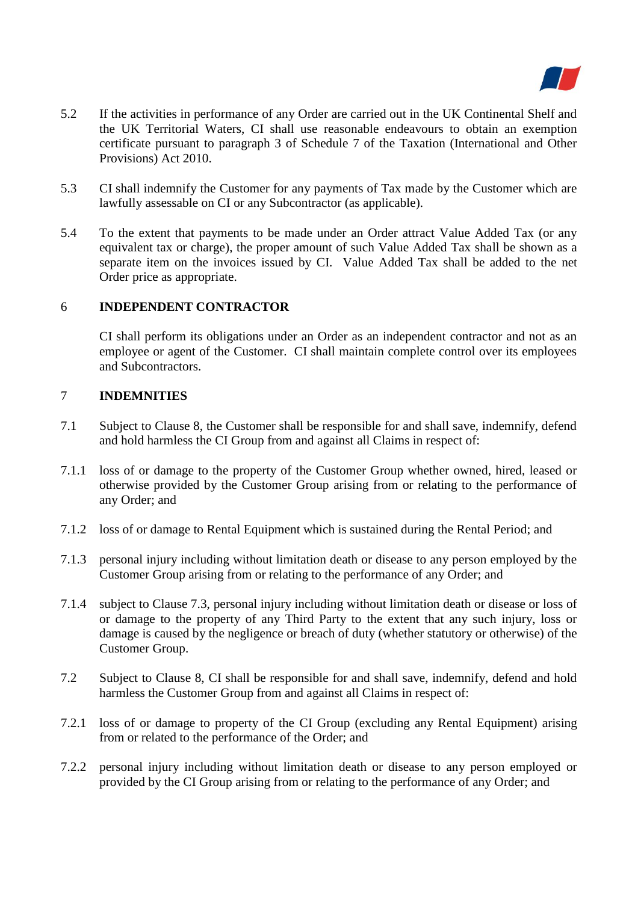5.2 If the activities in performance of any Order are carried out in the UK Continental Shelf and the UK Territorial Waters, CI shall use reasonable endeavours to obtain an exemption certificate pursuant to paragraph 3 of Schedule 7 of the Taxation (International and Other Provisions) Act 2010.

5.3 CI shall indemnify the Customer for any payments of Tax made by the Customer which are lawfully assessable on CI or any Subcontractor (as applicable).

5.4 To the extent that payments to be made under an Order attract Value Added Tax (or any equivalent tax or charge), the proper amount of such Value Added Tax shall be shown as a separate item on the invoices issued by CI. Value Added Tax shall be added to the net Order price as appropriate.

## 6 INDEPENDENT CONTRACTOR

CI shall perform its obligations under an Order as an independent contractor and not as an employee or agent of the Customer. CI shall maintain complete control over its employees and Subcontractors.

## 7 INDEMNITIES

7.1 Subject to Clause 8, the Customer shall be responsible for and shall save, indemnify, defend and hold harmless the CI Group from and against all Claims in respect of:

7.1.1 loss of or damage to the property of the Customer Group whether owned, hired, leased or otherwise provided by the Customer Group arising from or relating to the performance of any Order; and

7.1.2 loss of or damage to Rental Equipment which is sustained during the Rental Period; and

7.1.3 personal injury including without limitation death or disease to any person employed by the Customer Group arising from or relating to the performance of any Order; and

7.1.4 subject to Clause 7.3, personal injury including without limitation death or disease or loss of or damage to the property of any Third Party to the extent that any such injury, loss or damage is caused by the negligence or breach of duty (whether statutory or otherwise) of the Customer Group.

7.2 Subject to Clause 8, CI shall be responsible for and shall save, indemnify, defend and hold harmless the Customer Group from and against all Claims in respect of:

7.2.1 loss of or damage to property of the CI Group (excluding any Rental Equipment) arising from or related to the performance of the Order; and

7.2.2 personal injury including without limitation death or disease to any person employed or provided by the CI Group arising from or relating to the performance of any Order; and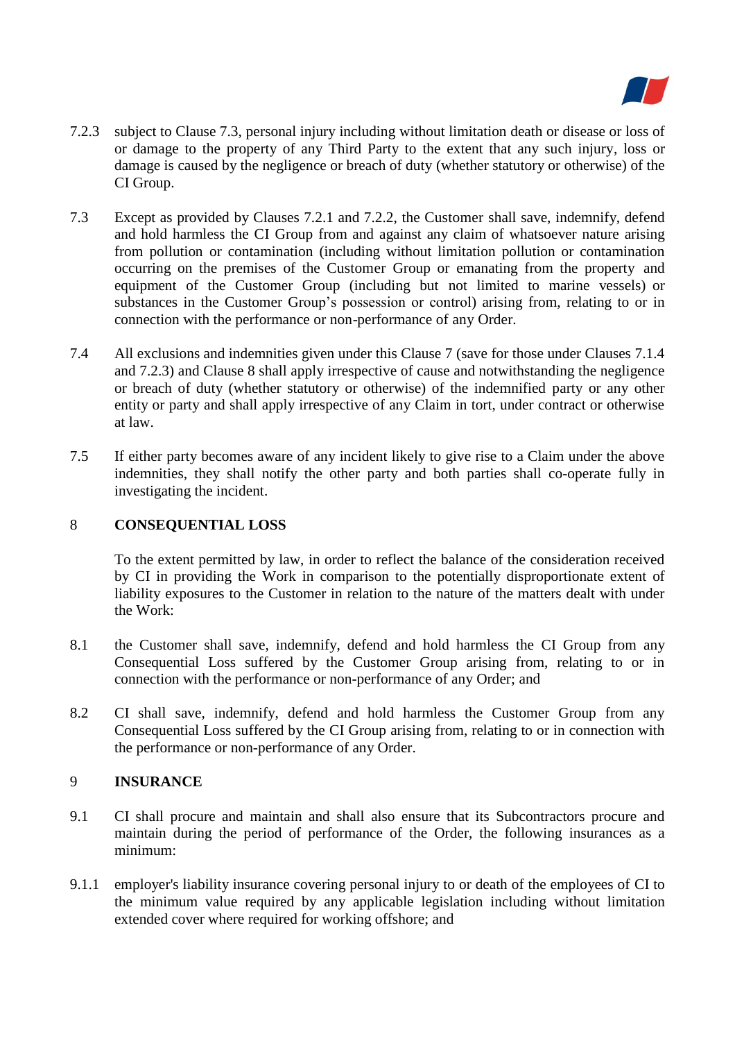7.2.3 subject to Clause 7.3, personal injury including without limitation death or disease or loss of or damage to the property of any Third Party to the extent that any such injury, loss or damage is caused by the negligence or breach of duty (whether statutory or otherwise) of the CI Group.

7.3 Except as provided by Clauses 7.2.1 and 7.2.2, the Customer shall save, indemnify, defend and hold harmless the CI Group from and against any claim of whatsoever nature arising from pollution or contamination (including without limitation pollution or contamination occurring on the premises of the Customer Group or emanating from the property and equipment of the Customer Group (including but not limited to marine vessels) or substances in the Customer Group's possession or control) arising from, relating to or in connection with the performance or non-performance of any Order.

7.4 All exclusions and indemnities given under this Clause 7 (save for those under Clauses 7.1.4 and 7.2.3) and Clause 8 shall apply irrespective of cause and notwithstanding the negligence or breach of duty (whether statutory or otherwise) of the indemnified party or any other entity or party and shall apply irrespective of any Claim in tort, under contract or otherwise at law.

7.5 If either party becomes aware of any incident likely to give rise to a Claim under the above indemnities, they shall notify the other party and both parties shall co-operate fully in investigating the incident.

## 8 CONSEQUENTIAL LOSS

To the extent permitted by law, in order to reflect the balance of the consideration received by CI in providing the Work in comparison to the potentially disproportionate extent of liability exposures to the Customer in relation to the nature of the matters dealt with under the Work:

8.1 the Customer shall save, indemnify, defend and hold harmless the CI Group from any Consequential Loss suffered by the Customer Group arising from, relating to or in connection with the performance or non-performance of any Order; and

8.2 CI shall save, indemnify, defend and hold harmless the Customer Group from any Consequential Loss suffered by the CI Group arising from, relating to or in connection with the performance or non-performance of any Order.

## 9 INSURANCE

9.1 CI shall procure and maintain and shall also ensure that its Subcontractors procure and maintain during the period of performance of the Order, the following insurances as a minimum:

9.1.1 employer's liability insurance covering personal injury to or death of the employees of CI to the minimum value required by any applicable legislation including without limitation extended cover where required for working offshore; and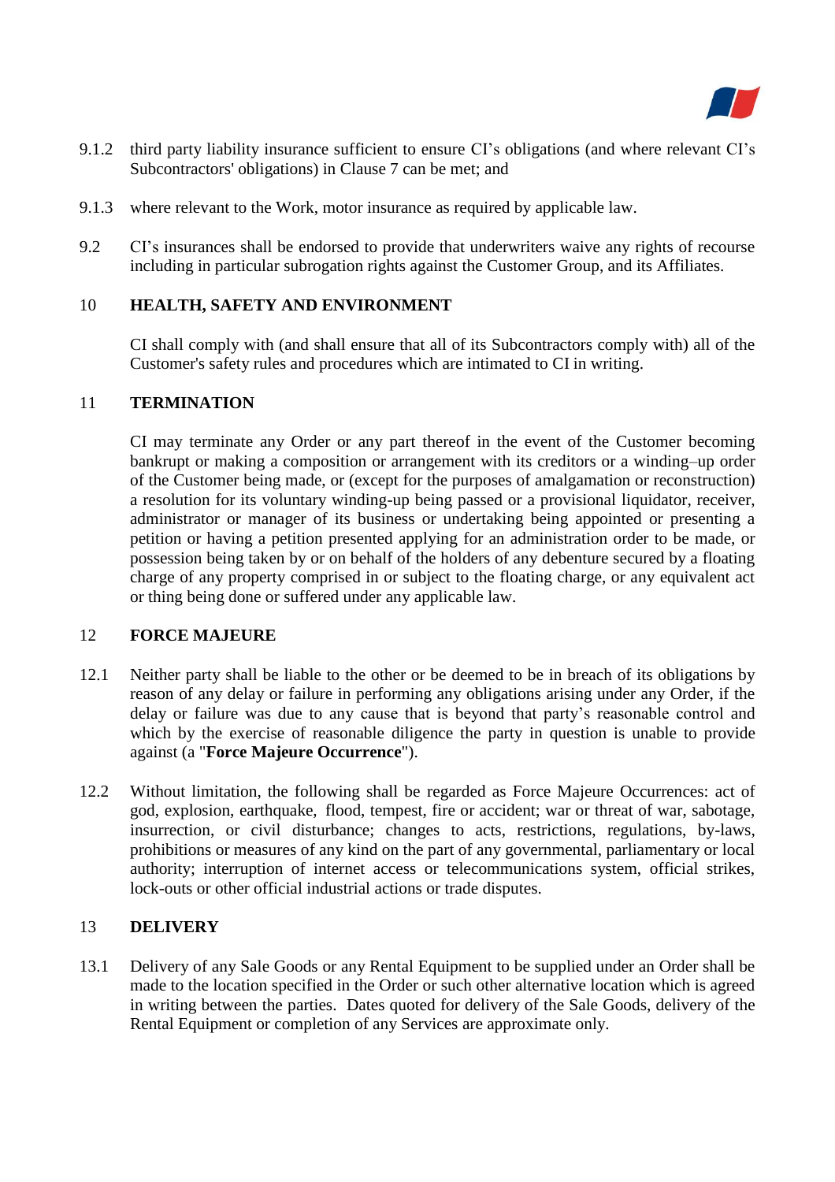9.1.2 third party liability insurance sufficient to ensure CI's obligations (and where relevant CI's Subcontractors' obligations) in Clause 7 can be met; and

9.1.3 where relevant to the Work, motor insurance as required by applicable law.

9.2 CI's insurances shall be endorsed to provide that underwriters waive any rights of recourse including in particular subrogation rights against the Customer Group, and its Affiliates.

## 10 HEALTH, SAFETY AND ENVIRONMENT

CI shall comply with (and shall ensure that all of its Subcontractors comply with) all of the Customer's safety rules and procedures which are intimated to CI in writing.

## 11 TERMINATION

CI may terminate any Order or any part thereof in the event of the Customer becoming bankrupt or making a composition or arrangement with its creditors or a winding–up order of the Customer being made, or (except for the purposes of amalgamation or reconstruction) a resolution for its voluntary winding-up being passed or a provisional liquidator, receiver, administrator or manager of its business or undertaking being appointed or presenting a petition or having a petition presented applying for an administration order to be made, or possession being taken by or on behalf of the holders of any debenture secured by a floating charge of any property comprised in or subject to the floating charge, or any equivalent act or thing being done or suffered under any applicable law.

## 12 FORCE MAJEURE

12.1 Neither party shall be liable to the other or be deemed to be in breach of its obligations by reason of any delay or failure in performing any obligations arising under any Order, if the delay or failure was due to any cause that is beyond that party's reasonable control and which by the exercise of reasonable diligence the party in question is unable to provide against (a "**Force Majeure Occurrence**").

12.2 Without limitation, the following shall be regarded as Force Majeure Occurrences: act of god, explosion, earthquake, flood, tempest, fire or accident; war or threat of war, sabotage, insurrection, or civil disturbance; changes to acts, restrictions, regulations, by-laws, prohibitions or measures of any kind on the part of any governmental, parliamentary or local authority; interruption of internet access or telecommunications system, official strikes, lock-outs or other official industrial actions or trade disputes.

## 13 DELIVERY

13.1 Delivery of any Sale Goods or any Rental Equipment to be supplied under an Order shall be made to the location specified in the Order or such other alternative location which is agreed in writing between the parties. Dates quoted for delivery of the Sale Goods, delivery of the Rental Equipment or completion of any Services are approximate only.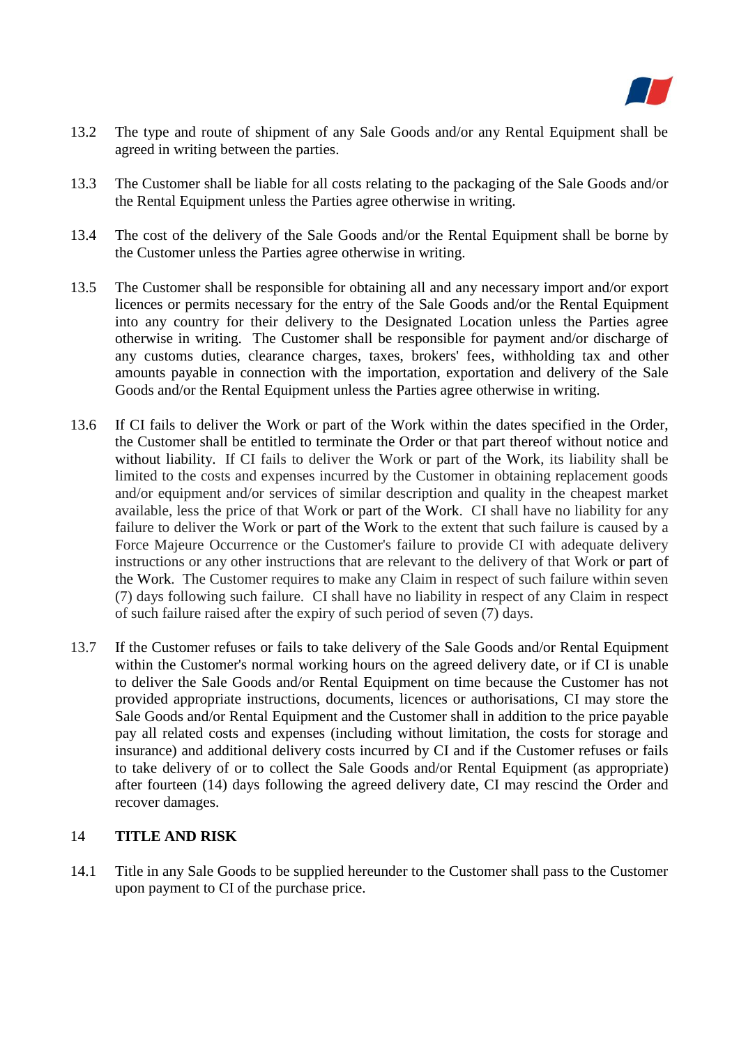13.2 The type and route of shipment of any Sale Goods and/or any Rental Equipment shall be agreed in writing between the parties.

13.3 The Customer shall be liable for all costs relating to the packaging of the Sale Goods and/or the Rental Equipment unless the Parties agree otherwise in writing.

13.4 The cost of the delivery of the Sale Goods and/or the Rental Equipment shall be borne by the Customer unless the Parties agree otherwise in writing.

13.5 The Customer shall be responsible for obtaining all and any necessary import and/or export licences or permits necessary for the entry of the Sale Goods and/or the Rental Equipment into any country for their delivery to the Designated Location unless the Parties agree otherwise in writing. The Customer shall be responsible for payment and/or discharge of any customs duties, clearance charges, taxes, brokers' fees, withholding tax and other amounts payable in connection with the importation, exportation and delivery of the Sale Goods and/or the Rental Equipment unless the Parties agree otherwise in writing.

13.6 If CI fails to deliver the Work or part of the Work within the dates specified in the Order, the Customer shall be entitled to terminate the Order or that part thereof without notice and without liability. If CI fails to deliver the Work or part of the Work, its liability shall be limited to the costs and expenses incurred by the Customer in obtaining replacement goods and/or equipment and/or services of similar description and quality in the cheapest market available, less the price of that Work or part of the Work. CI shall have no liability for any failure to deliver the Work or part of the Work to the extent that such failure is caused by a Force Majeure Occurrence or the Customer's failure to provide CI with adequate delivery instructions or any other instructions that are relevant to the delivery of that Work or part of the Work. The Customer requires to make any Claim in respect of such failure within seven (7) days following such failure. CI shall have no liability in respect of any Claim in respect of such failure raised after the expiry of such period of seven (7) days.

13.7 If the Customer refuses or fails to take delivery of the Sale Goods and/or Rental Equipment within the Customer's normal working hours on the agreed delivery date, or if CI is unable to deliver the Sale Goods and/or Rental Equipment on time because the Customer has not provided appropriate instructions, documents, licences or authorisations, CI may store the Sale Goods and/or Rental Equipment and the Customer shall in addition to the price payable pay all related costs and expenses (including without limitation, the costs for storage and insurance) and additional delivery costs incurred by CI and if the Customer refuses or fails to take delivery of or to collect the Sale Goods and/or Rental Equipment (as appropriate) after fourteen (14) days following the agreed delivery date, CI may rescind the Order and recover damages.

## 14 TITLE AND RISK

14.1 Title in any Sale Goods to be supplied hereunder to the Customer shall pass to the Customer upon payment to CI of the purchase price.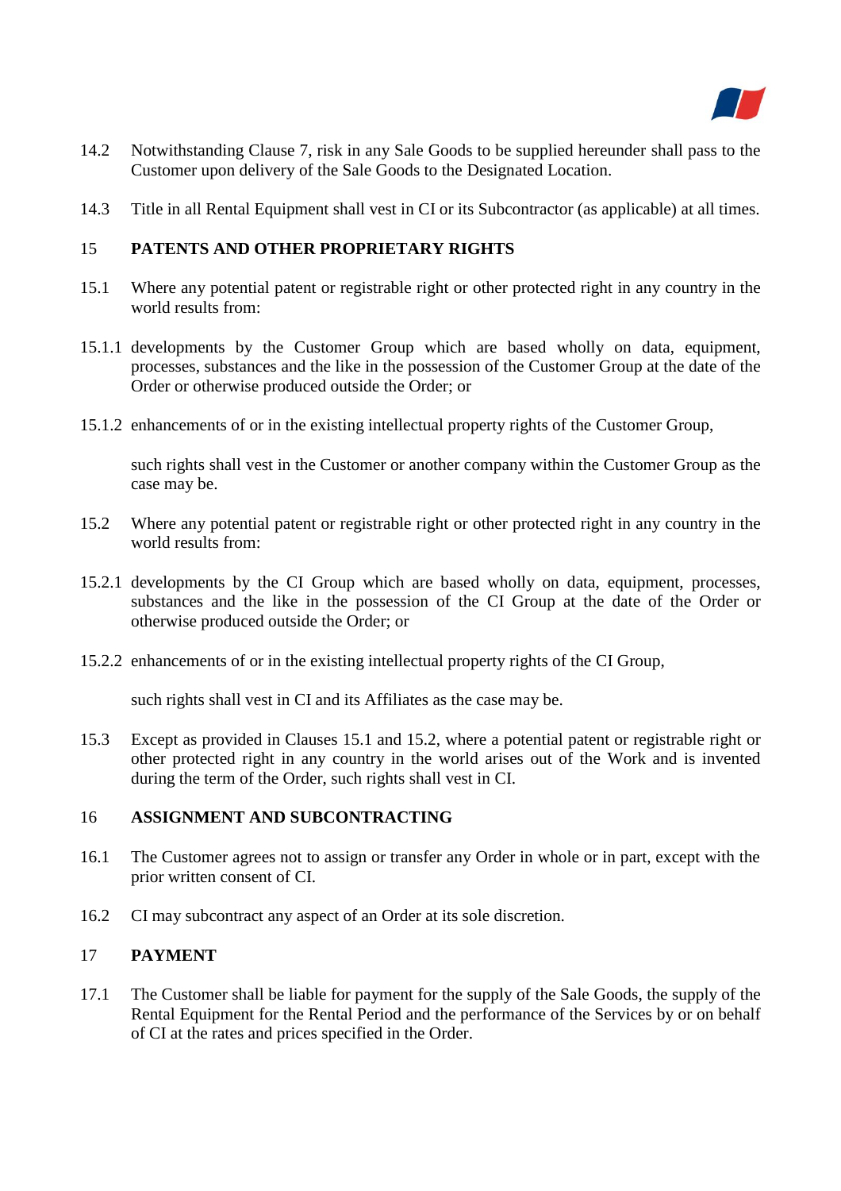14.2 Notwithstanding Clause 7, risk in any Sale Goods to be supplied hereunder shall pass to the Customer upon delivery of the Sale Goods to the Designated Location.

14.3 Title in all Rental Equipment shall vest in CI or its Subcontractor (as applicable) at all times.

## 15 PATENTS AND OTHER PROPRIETARY RIGHTS

15.1 Where any potential patent or registrable right or other protected right in any country in the world results from:

15.1.1 developments by the Customer Group which are based wholly on data, equipment, processes, substances and the like in the possession of the Customer Group at the date of the Order or otherwise produced outside the Order; or

15.1.2 enhancements of or in the existing intellectual property rights of the Customer Group,

such rights shall vest in the Customer or another company within the Customer Group as the case may be.

15.2 Where any potential patent or registrable right or other protected right in any country in the world results from:

15.2.1 developments by the CI Group which are based wholly on data, equipment, processes, substances and the like in the possession of the CI Group at the date of the Order or otherwise produced outside the Order; or

15.2.2 enhancements of or in the existing intellectual property rights of the CI Group,

such rights shall vest in CI and its Affiliates as the case may be.

15.3 Except as provided in Clauses 15.1 and 15.2, where a potential patent or registrable right or other protected right in any country in the world arises out of the Work and is invented during the term of the Order, such rights shall vest in CI.

## 16 ASSIGNMENT AND SUBCONTRACTING

16.1 The Customer agrees not to assign or transfer any Order in whole or in part, except with the prior written consent of CI.

16.2 CI may subcontract any aspect of an Order at its sole discretion.

## 17 PAYMENT

17.1 The Customer shall be liable for payment for the supply of the Sale Goods, the supply of the Rental Equipment for the Rental Period and the performance of the Services by or on behalf of CI at the rates and prices specified in the Order.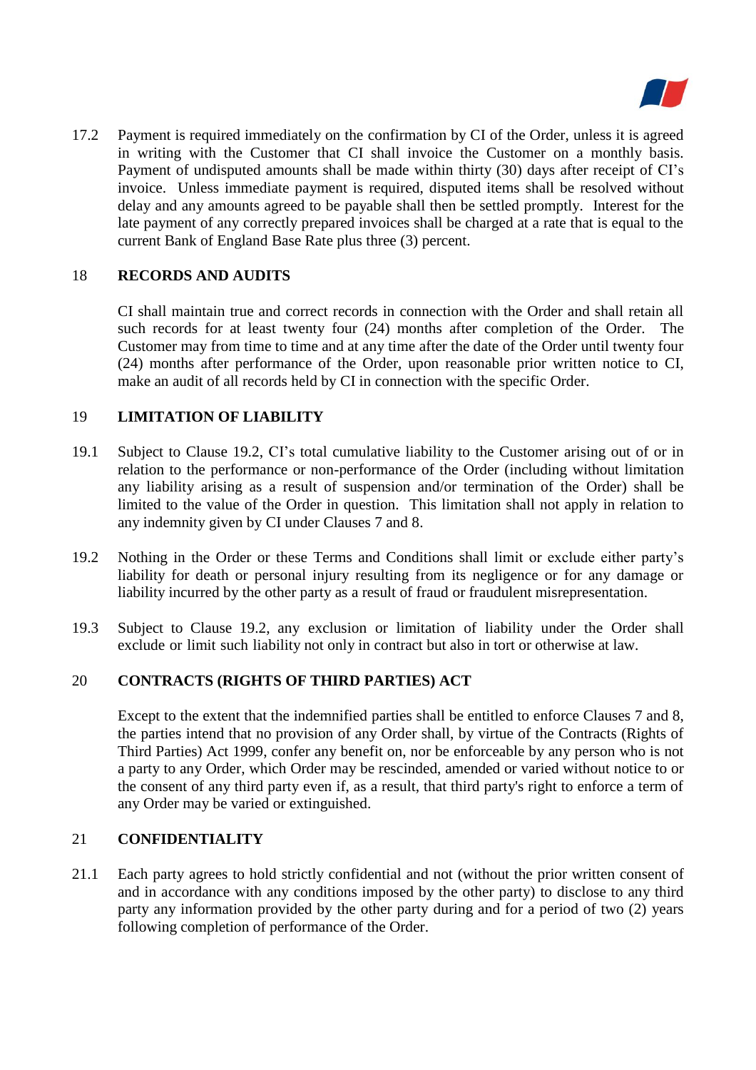17.2 Payment is required immediately on the confirmation by CI of the Order, unless it is agreed in writing with the Customer that CI shall invoice the Customer on a monthly basis. Payment of undisputed amounts shall be made within thirty (30) days after receipt of CI's invoice. Unless immediate payment is required, disputed items shall be resolved without delay and any amounts agreed to be payable shall then be settled promptly. Interest for the late payment of any correctly prepared invoices shall be charged at a rate that is equal to the current Bank of England Base Rate plus three (3) percent.

## 18 RECORDS AND AUDITS

CI shall maintain true and correct records in connection with the Order and shall retain all such records for at least twenty four (24) months after completion of the Order. The Customer may from time to time and at any time after the date of the Order until twenty four (24) months after performance of the Order, upon reasonable prior written notice to CI, make an audit of all records held by CI in connection with the specific Order.

## 19 LIMITATION OF LIABILITY

19.1 Subject to Clause 19.2, CI's total cumulative liability to the Customer arising out of or in relation to the performance or non-performance of the Order (including without limitation any liability arising as a result of suspension and/or termination of the Order) shall be limited to the value of the Order in question. This limitation shall not apply in relation to any indemnity given by CI under Clauses 7 and 8.

19.2 Nothing in the Order or these Terms and Conditions shall limit or exclude either party's liability for death or personal injury resulting from its negligence or for any damage or liability incurred by the other party as a result of fraud or fraudulent misrepresentation.

19.3 Subject to Clause 19.2, any exclusion or limitation of liability under the Order shall exclude or limit such liability not only in contract but also in tort or otherwise at law.

## 20 CONTRACTS (RIGHTS OF THIRD PARTIES) ACT

Except to the extent that the indemnified parties shall be entitled to enforce Clauses 7 and 8, the parties intend that no provision of any Order shall, by virtue of the Contracts (Rights of Third Parties) Act 1999, confer any benefit on, nor be enforceable by any person who is not a party to any Order, which Order may be rescinded, amended or varied without notice to or the consent of any third party even if, as a result, that third party's right to enforce a term of any Order may be varied or extinguished.

## 21 CONFIDENTIALITY

21.1 Each party agrees to hold strictly confidential and not (without the prior written consent of and in accordance with any conditions imposed by the other party) to disclose to any third party any information provided by the other party during and for a period of two (2) years following completion of performance of the Order.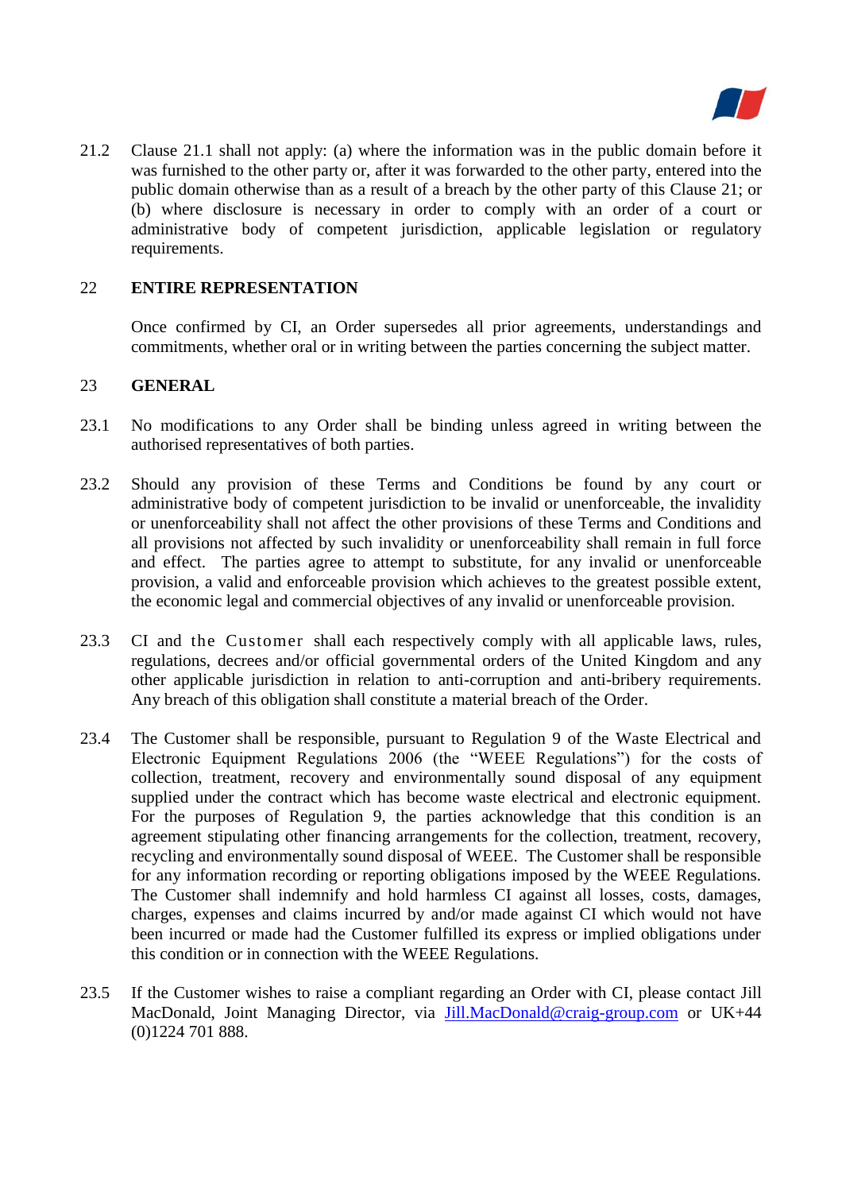21.2 Clause 21.1 shall not apply: (a) where the information was in the public domain before it was furnished to the other party or, after it was forwarded to the other party, entered into the public domain otherwise than as a result of a breach by the other party of this Clause 21; or (b) where disclosure is necessary in order to comply with an order of a court or administrative body of competent jurisdiction, applicable legislation or regulatory requirements.

## 22 ENTIRE REPRESENTATION

Once confirmed by CI, an Order supersedes all prior agreements, understandings and commitments, whether oral or in writing between the parties concerning the subject matter.

## 23 GENERAL

23.1 No modifications to any Order shall be binding unless agreed in writing between the authorised representatives of both parties.

23.2 Should any provision of these Terms and Conditions be found by any court or administrative body of competent jurisdiction to be invalid or unenforceable, the invalidity or unenforceability shall not affect the other provisions of these Terms and Conditions and all provisions not affected by such invalidity or unenforceability shall remain in full force and effect. The parties agree to attempt to substitute, for any invalid or unenforceable provision, a valid and enforceable provision which achieves to the greatest possible extent, the economic legal and commercial objectives of any invalid or unenforceable provision.

23.3 CI and the Customer shall each respectively comply with all applicable laws, rules, regulations, decrees and/or official governmental orders of the United Kingdom and any other applicable jurisdiction in relation to anti-corruption and anti-bribery requirements. Any breach of this obligation shall constitute a material breach of the Order.

23.4 The Customer shall be responsible, pursuant to Regulation 9 of the Waste Electrical and Electronic Equipment Regulations 2006 (the "WEEE Regulations") for the costs of collection, treatment, recovery and environmentally sound disposal of any equipment supplied under the contract which has become waste electrical and electronic equipment. For the purposes of Regulation 9, the parties acknowledge that this condition is an agreement stipulating other financing arrangements for the collection, treatment, recovery, recycling and environmentally sound disposal of WEEE. The Customer shall be responsible for any information recording or reporting obligations imposed by the WEEE Regulations. The Customer shall indemnify and hold harmless CI against all losses, costs, damages, charges, expenses and claims incurred by and/or made against CI which would not have been incurred or made had the Customer fulfilled its express or implied obligations under this condition or in connection with the WEEE Regulations.

23.5 If the Customer wishes to raise a compliant regarding an Order with CI, please contact Jill MacDonald, Joint Managing Director, via Jill.MacDonald@craig-group.com or UK+44 (0)1224 701 888.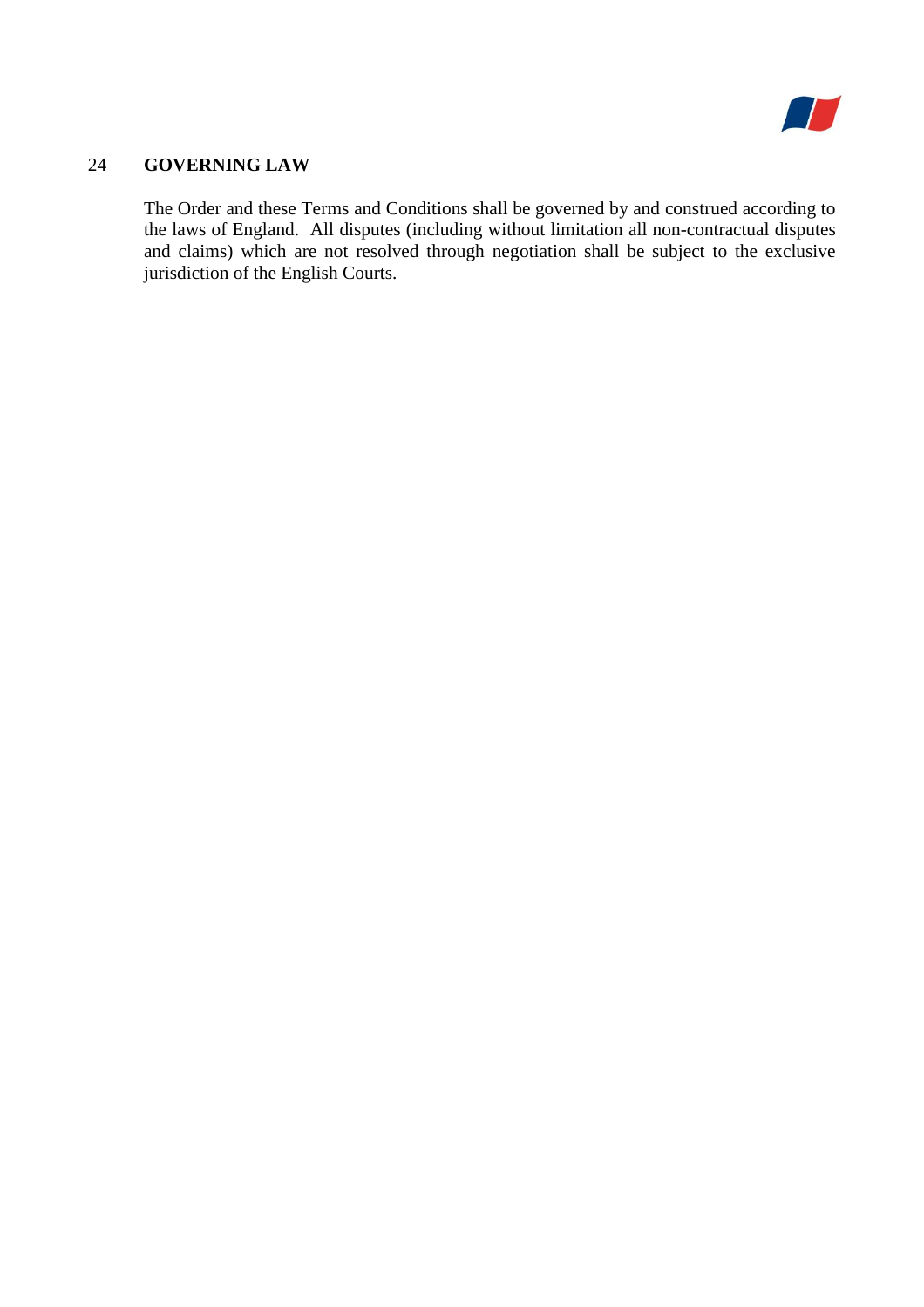## 24 GOVERNING LAW

The Order and these Terms and Conditions shall be governed by and construed according to the laws of England. All disputes (including without limitation all non-contractual disputes and claims) which are not resolved through negotiation shall be subject to the exclusive jurisdiction of the English Courts.